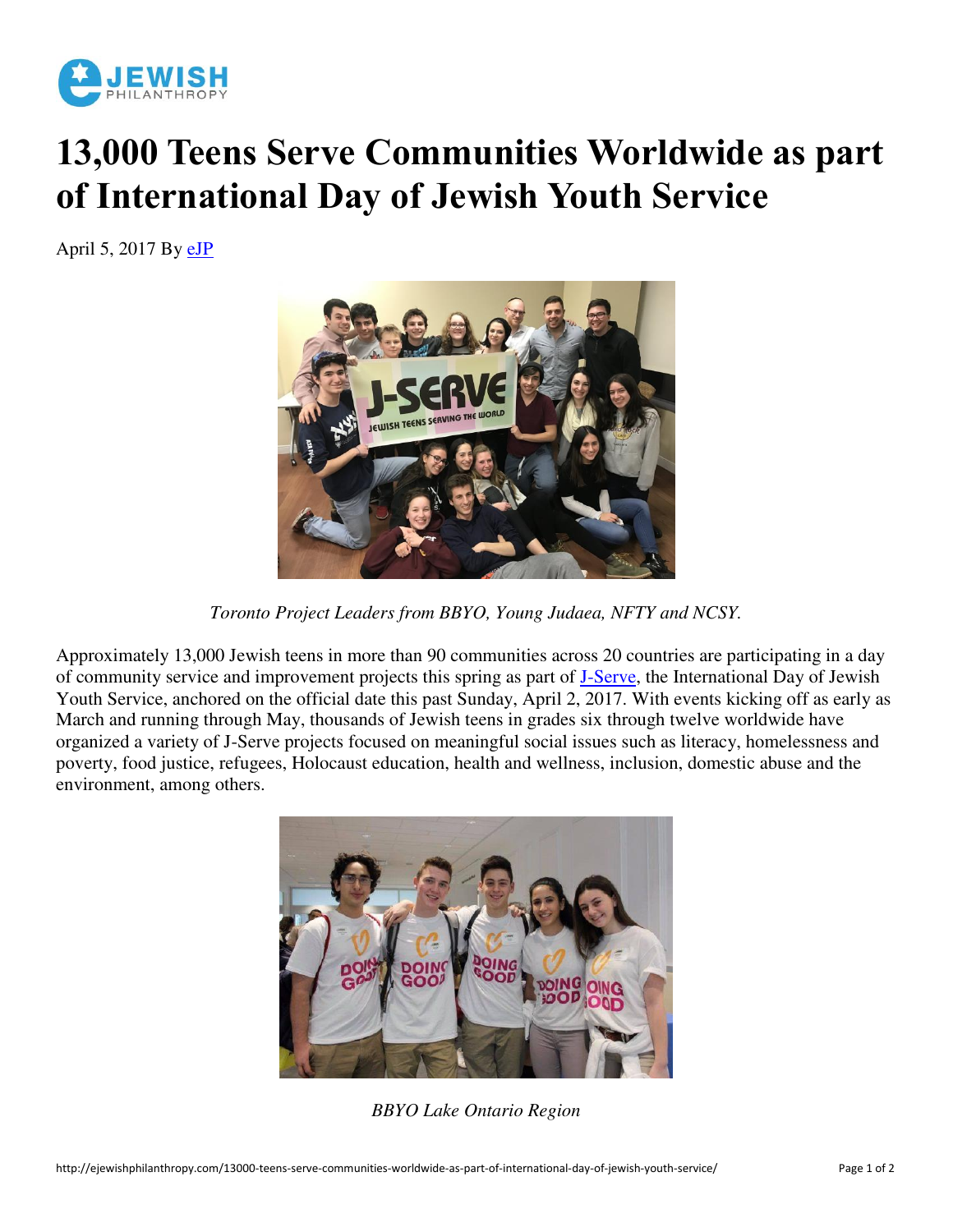# 13,000 Teens Serve Communities Worldwide as part of International Day of Jewish Youth Service

April 5, 2017 By eJP

*Toronto Project Leaders from BBYO, Young Judaea, NFTY and NCSY.*

Approximately 13,000 Jewish teens in more than 90 communities across 20 countries are participating in a day of community service and improvement projects this spring as part of J-Serve, the International Day of Jewish Youth Service, anchored on the official date this past Sunday, April 2, 2017. With events kicking off as early as March and running through May, thousands of Jewish teens in grades six through twelve worldwide have organized a variety of J-Serve projects focused on meaningful social issues such as literacy, homelessness and poverty, food justice, refugees, Holocaust education, health and wellness, inclusion, domestic abuse and the environment, among others.

*BBYO Lake Ontario Region*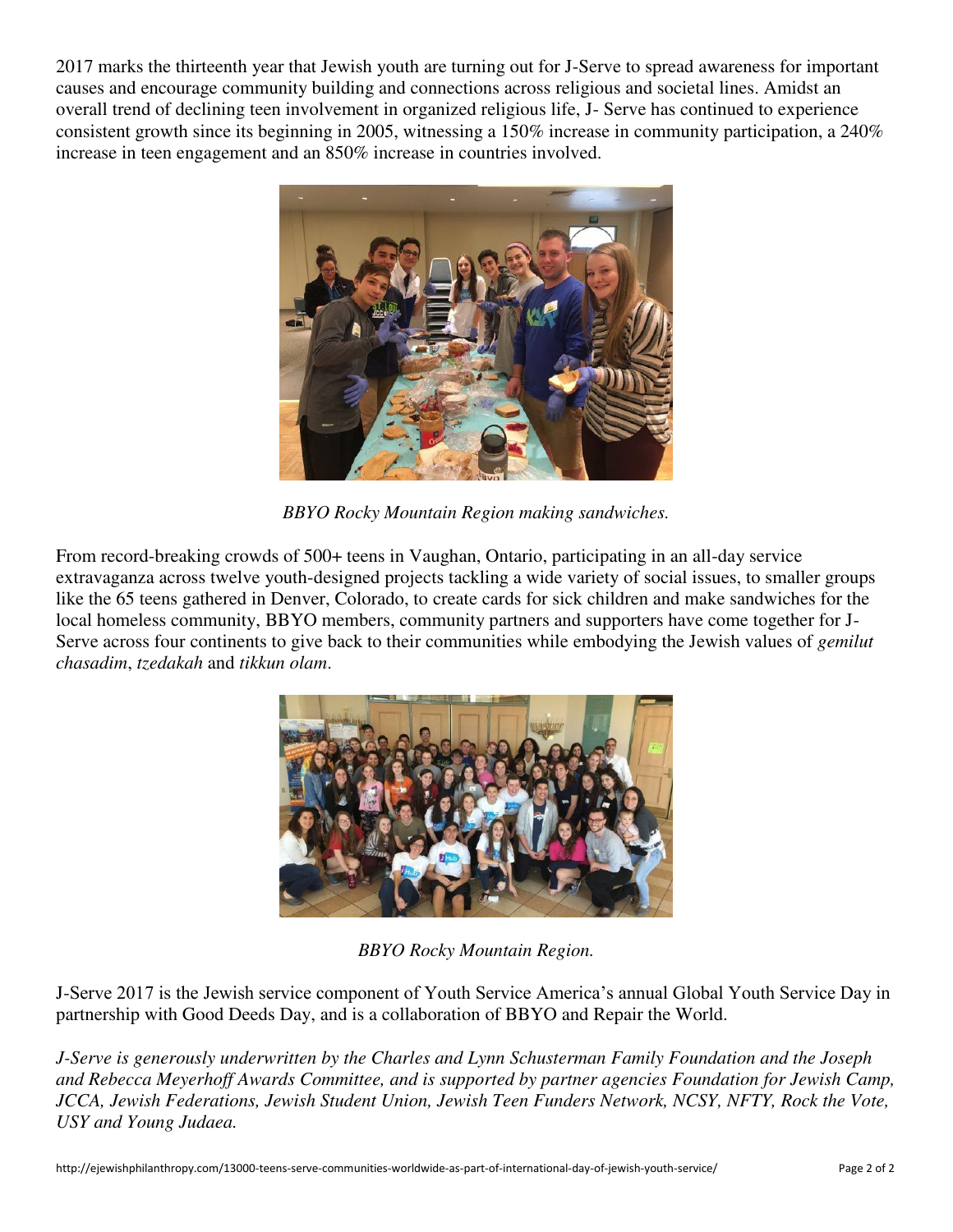2017 marks the thirteenth year that Jewish youth are turning out for J-Serve to spread awareness for important causes and encourage community building and connections across religious and societal lines. Amidst an overall trend of declining teen involvement in organized religious life, J- Serve has continued to experience consistent growth since its beginning in 2005, witnessing a 150% increase in community participation, a 240% increase in teen engagement and an 850% increase in countries involved.

*BBYO Rocky Mountain Region making sandwiches.*

From record-breaking crowds of 500+ teens in Vaughan, Ontario, participating in an all-day service extravaganza across twelve youth-designed projects tackling a wide variety of social issues, to smaller groups like the 65 teens gathered in Denver, Colorado, to create cards for sick children and make sandwiches for the local homeless community, BBYO members, community partners and supporters have come together for J-Serve across four continents to give back to their communities while embodying the Jewish values of *gemilut chasadim*, *tzedakah* and *tikkun olam*.

*BBYO Rocky Mountain Region.*

J-Serve 2017 is the Jewish service component of Youth Service America's annual Global Youth Service Day in partnership with Good Deeds Day, and is a collaboration of BBYO and Repair the World.

*J-Serve is generously underwritten by the Charles and Lynn Schusterman Family Foundation and the Joseph and Rebecca Meyerhoff Awards Committee, and is supported by partner agencies Foundation for Jewish Camp, JCCA, Jewish Federations, Jewish Student Union, Jewish Teen Funders Network, NCSY, NFTY, Rock the Vote, USY and Young Judaea.*